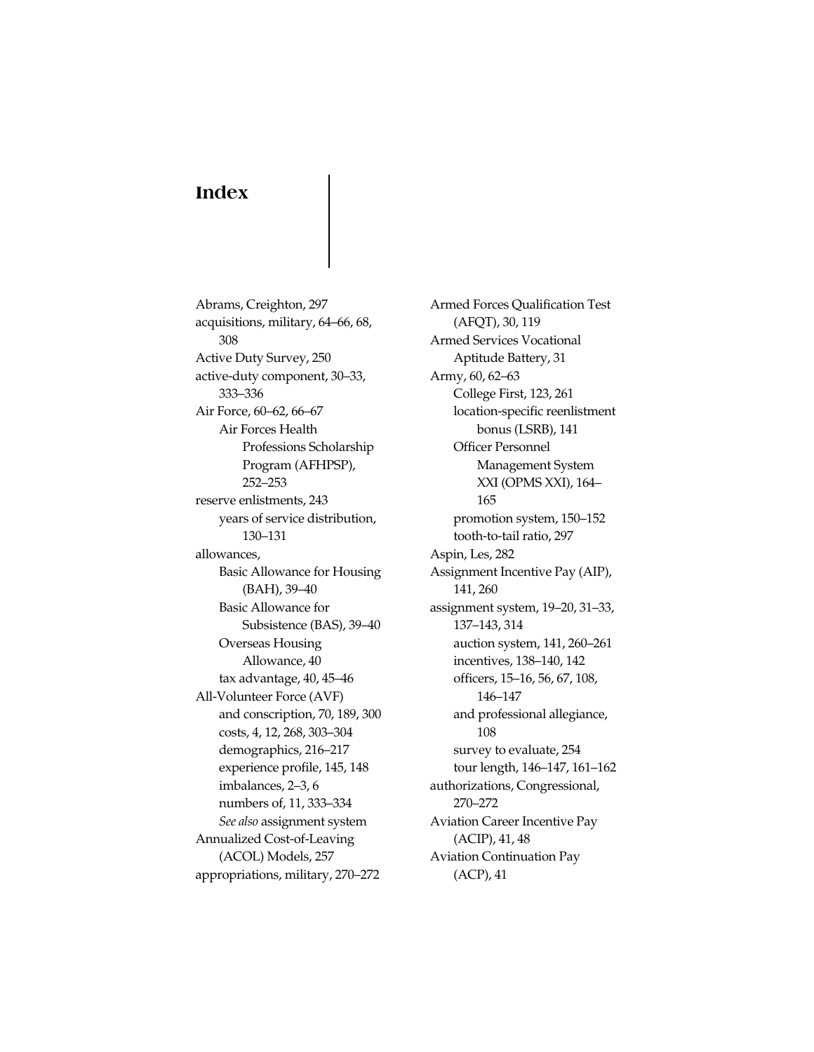# Index

Abrams, Creighton, 297
acquisitions, military, 64–66, 68, 308
Active Duty Survey, 250
active-duty component, 30–33, 333–336
Air Force, 60–62, 66–67
  Air Forces Health Professions Scholarship Program (AFHPSP), 252–253
reserve enlistments, 243
  years of service distribution, 130–131
allowances,
  Basic Allowance for Housing (BAH), 39–40
  Basic Allowance for Subsistence (BAS), 39–40
  Overseas Housing Allowance, 40
  tax advantage, 40, 45–46
All-Volunteer Force (AVF)
  and conscription, 70, 189, 300
  costs, 4, 12, 268, 303–304
  demographics, 216–217
  experience profile, 145, 148
  imbalances, 2–3, 6
  numbers of, 11, 333–334
  *See also* assignment system
Annualized Cost-of-Leaving (ACOL) Models, 257
appropriations, military, 270–272
Armed Forces Qualification Test (AFQT), 30, 119
Armed Services Vocational Aptitude Battery, 31
Army, 60, 62–63
  College First, 123, 261
  location-specific reenlistment bonus (LSRB), 141
  Officer Personnel Management System XXI (OPMS XXI), 164–165
  promotion system, 150–152
  tooth-to-tail ratio, 297
Aspin, Les, 282
Assignment Incentive Pay (AIP), 141, 260
assignment system, 19–20, 31–33, 137–143, 314
  auction system, 141, 260–261
  incentives, 138–140, 142
  officers, 15–16, 56, 67, 108, 146–147
  and professional allegiance, 108
  survey to evaluate, 254
  tour length, 146–147, 161–162
authorizations, Congressional, 270–272
Aviation Career Incentive Pay (ACIP), 41, 48
Aviation Continuation Pay (ACP), 41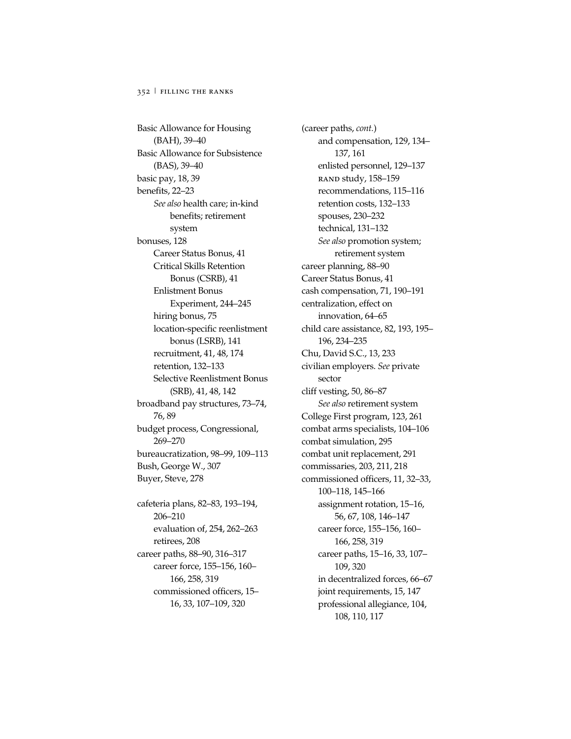Basic Allowance for Housing (BAH), 39–40
Basic Allowance for Subsistence (BAS), 39–40
basic pay, 18, 39
benefits, 22–23
  *See also* health care; in-kind benefits; retirement system
bonuses, 128
  Career Status Bonus, 41
  Critical Skills Retention Bonus (CSRB), 41
  Enlistment Bonus Experiment, 244–245
  hiring bonus, 75
  location-specific reenlistment bonus (LSRB), 141
  recruitment, 41, 48, 174
  retention, 132–133
  Selective Reenlistment Bonus (SRB), 41, 48, 142
broadband pay structures, 73–74, 76, 89
budget process, Congressional, 269–270
bureaucratization, 98–99, 109–113
Bush, George W., 307
Buyer, Steve, 278

cafeteria plans, 82–83, 193–194, 206–210
  evaluation of, 254, 262–263
  retirees, 208
career paths, 88–90, 316–317
  career force, 155–156, 160–166, 258, 319
  commissioned officers, 15–16, 33, 107–109, 320
(career paths, *cont.*)
  and compensation, 129, 134–137, 161
  enlisted personnel, 129–137
  RAND study, 158–159
  recommendations, 115–116
  retention costs, 132–133
  spouses, 230–232
  technical, 131–132
  *See also* promotion system; retirement system
career planning, 88–90
Career Status Bonus, 41
cash compensation, 71, 190–191
centralization, effect on innovation, 64–65
child care assistance, 82, 193, 195–196, 234–235
Chu, David S.C., 13, 233
civilian employers. *See* private sector
cliff vesting, 50, 86–87
  *See also* retirement system
College First program, 123, 261
combat arms specialists, 104–106
combat simulation, 295
combat unit replacement, 291
commissaries, 203, 211, 218
commissioned officers, 11, 32–33, 100–118, 145–166
  assignment rotation, 15–16, 56, 67, 108, 146–147
  career force, 155–156, 160–166, 258, 319
  career paths, 15–16, 33, 107–109, 320
  in decentralized forces, 66–67
  joint requirements, 15, 147
  professional allegiance, 104, 108, 110, 117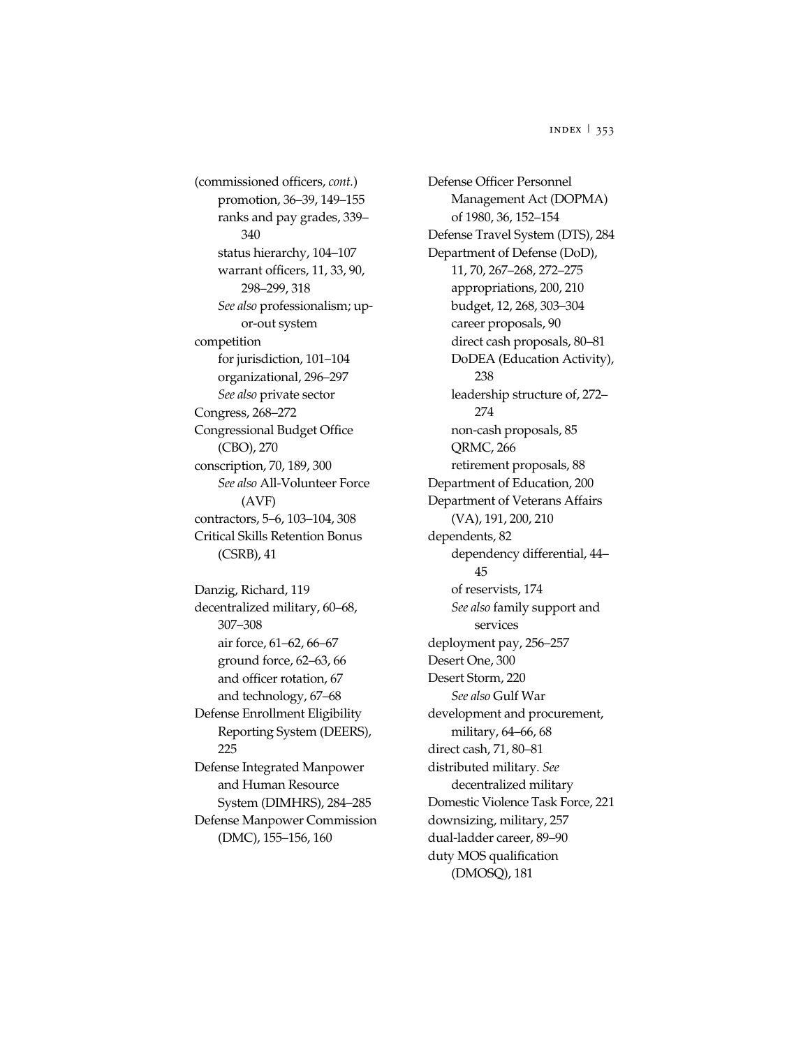(commissioned officers, *cont.*)
  promotion, 36–39, 149–155
  ranks and pay grades, 339–340
  status hierarchy, 104–107
  warrant officers, 11, 33, 90, 298–299, 318
  *See also* professionalism; up-or-out system
competition
  for jurisdiction, 101–104
  organizational, 296–297
  *See also* private sector
Congress, 268–272
Congressional Budget Office (CBO), 270
conscription, 70, 189, 300
  *See also* All-Volunteer Force (AVF)
contractors, 5–6, 103–104, 308
Critical Skills Retention Bonus (CSRB), 41

Danzig, Richard, 119
decentralized military, 60–68, 307–308
  air force, 61–62, 66–67
  ground force, 62–63, 66
  and officer rotation, 67
  and technology, 67–68
Defense Enrollment Eligibility Reporting System (DEERS), 225
Defense Integrated Manpower and Human Resource System (DIMHRS), 284–285
Defense Manpower Commission (DMC), 155–156, 160
Defense Officer Personnel Management Act (DOPMA) of 1980, 36, 152–154
Defense Travel System (DTS), 284
Department of Defense (DoD), 11, 70, 267–268, 272–275
  appropriations, 200, 210
  budget, 12, 268, 303–304
  career proposals, 90
  direct cash proposals, 80–81
  DoDEA (Education Activity), 238
  leadership structure of, 272–274
  non-cash proposals, 85
  QRMC, 266
  retirement proposals, 88
Department of Education, 200
Department of Veterans Affairs (VA), 191, 200, 210
dependents, 82
  dependency differential, 44–45
  of reservists, 174
  *See also* family support and services
deployment pay, 256–257
Desert One, 300
Desert Storm, 220
  *See also* Gulf War
development and procurement, military, 64–66, 68
direct cash, 71, 80–81
distributed military. *See* decentralized military
Domestic Violence Task Force, 221
downsizing, military, 257
dual-ladder career, 89–90
duty MOS qualification (DMOSQ), 181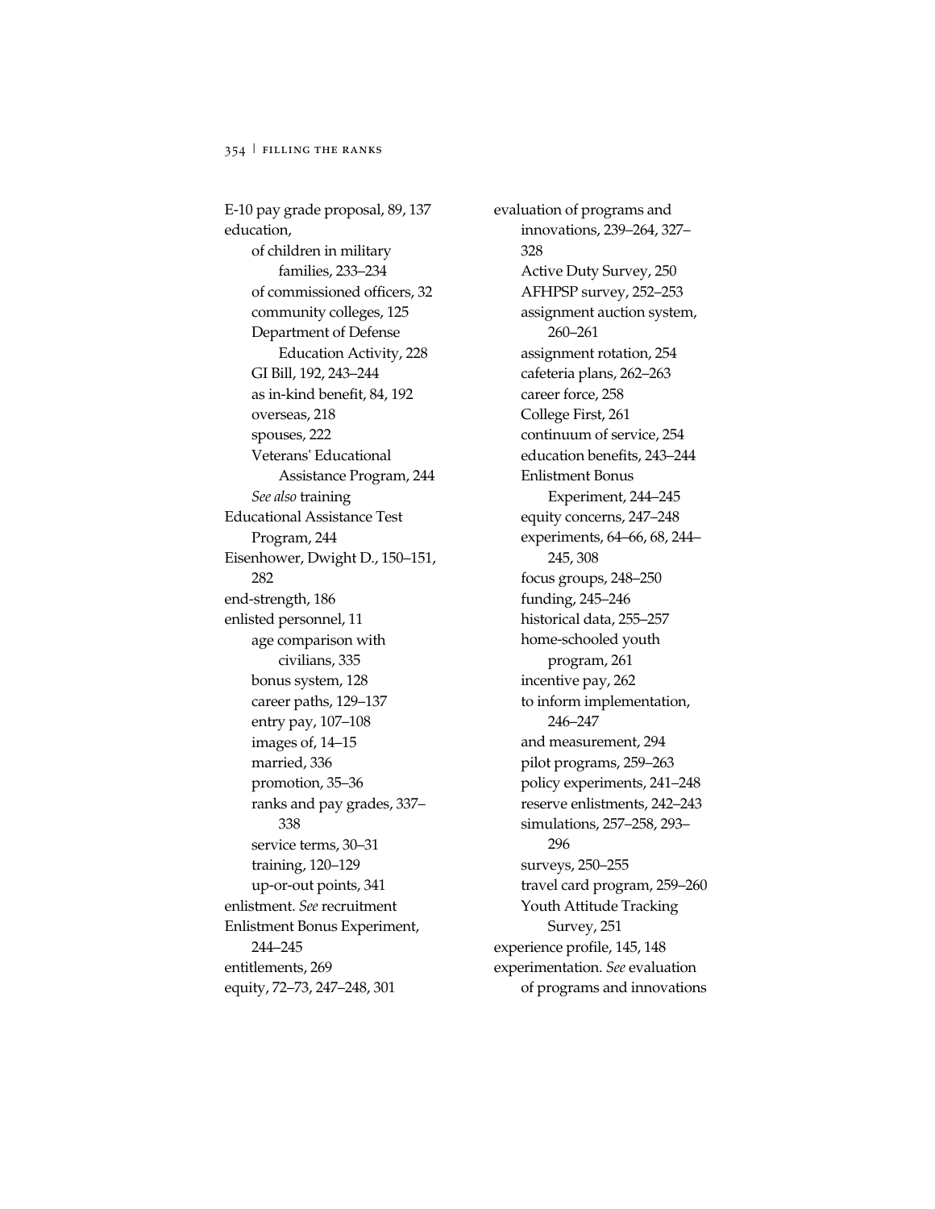E-10 pay grade proposal, 89, 137
education,
- of children in military families, 233–234
- of commissioned officers, 32
- community colleges, 125
- Department of Defense Education Activity, 228
- GI Bill, 192, 243–244
- as in-kind benefit, 84, 192
- overseas, 218
- spouses, 222
- Veterans' Educational Assistance Program, 244
- *See also* training

Educational Assistance Test Program, 244
Eisenhower, Dwight D., 150–151, 282
end-strength, 186
enlisted personnel, 11
- age comparison with civilians, 335
- bonus system, 128
- career paths, 129–137
- entry pay, 107–108
- images of, 14–15
- married, 336
- promotion, 35–36
- ranks and pay grades, 337–338
- service terms, 30–31
- training, 120–129
- up-or-out points, 341

enlistment. *See* recruitment
Enlistment Bonus Experiment, 244–245
entitlements, 269
equity, 72–73, 247–248, 301
evaluation of programs and innovations, 239–264, 327–328
- Active Duty Survey, 250
- AFHPSP survey, 252–253
- assignment auction system, 260–261
- assignment rotation, 254
- cafeteria plans, 262–263
- career force, 258
- College First, 261
- continuum of service, 254
- education benefits, 243–244
- Enlistment Bonus Experiment, 244–245
- equity concerns, 247–248
- experiments, 64–66, 68, 244–245, 308
- focus groups, 248–250
- funding, 245–246
- historical data, 255–257
- home-schooled youth program, 261
- incentive pay, 262
- to inform implementation, 246–247
- and measurement, 294
- pilot programs, 259–263
- policy experiments, 241–248
- reserve enlistments, 242–243
- simulations, 257–258, 293–296
- surveys, 250–255
- travel card program, 259–260
- Youth Attitude Tracking Survey, 251

experience profile, 145, 148
experimentation. *See* evaluation of programs and innovations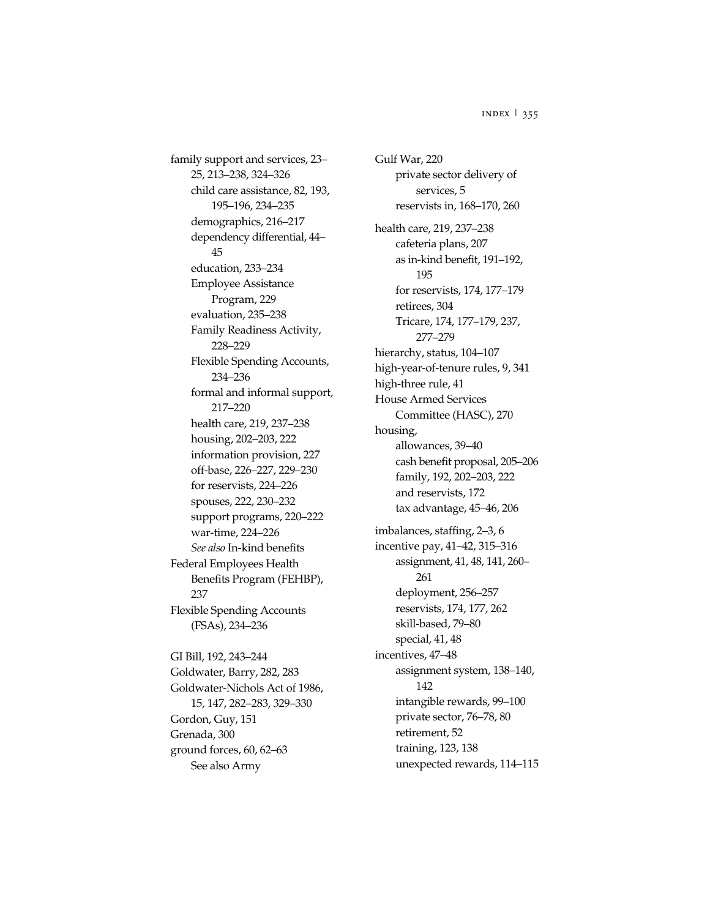family support and services, 23–25, 213–238, 324–326
- child care assistance, 82, 193, 195–196, 234–235
- demographics, 216–217
- dependency differential, 44–45
- education, 233–234
- Employee Assistance Program, 229
- evaluation, 235–238
- Family Readiness Activity, 228–229
- Flexible Spending Accounts, 234–236
- formal and informal support, 217–220
- health care, 219, 237–238
- housing, 202–203, 222
- information provision, 227
- off-base, 226–227, 229–230
- for reservists, 224–226
- spouses, 222, 230–232
- support programs, 220–222
- war-time, 224–226
- *See also* In-kind benefits

Federal Employees Health Benefits Program (FEHBP), 237

Flexible Spending Accounts (FSAs), 234–236

GI Bill, 192, 243–244

Goldwater, Barry, 282, 283

Goldwater-Nichols Act of 1986, 15, 147, 282–283, 329–330

Gordon, Guy, 151

Grenada, 300

ground forces, 60, 62–63
- See also Army

Gulf War, 220
- private sector delivery of services, 5
- reservists in, 168–170, 260

health care, 219, 237–238
- cafeteria plans, 207
- as in-kind benefit, 191–192, 195
- for reservists, 174, 177–179
- retirees, 304
- Tricare, 174, 177–179, 237, 277–279

hierarchy, status, 104–107

high-year-of-tenure rules, 9, 341

high-three rule, 41

House Armed Services Committee (HASC), 270

housing,
- allowances, 39–40
- cash benefit proposal, 205–206
- family, 192, 202–203, 222
- and reservists, 172
- tax advantage, 45–46, 206

imbalances, staffing, 2–3, 6

incentive pay, 41–42, 315–316
- assignment, 41, 48, 141, 260–261
- deployment, 256–257
- reservists, 174, 177, 262
- skill-based, 79–80
- special, 41, 48

incentives, 47–48
- assignment system, 138–140, 142
- intangible rewards, 99–100
- private sector, 76–78, 80
- retirement, 52
- training, 123, 138
- unexpected rewards, 114–115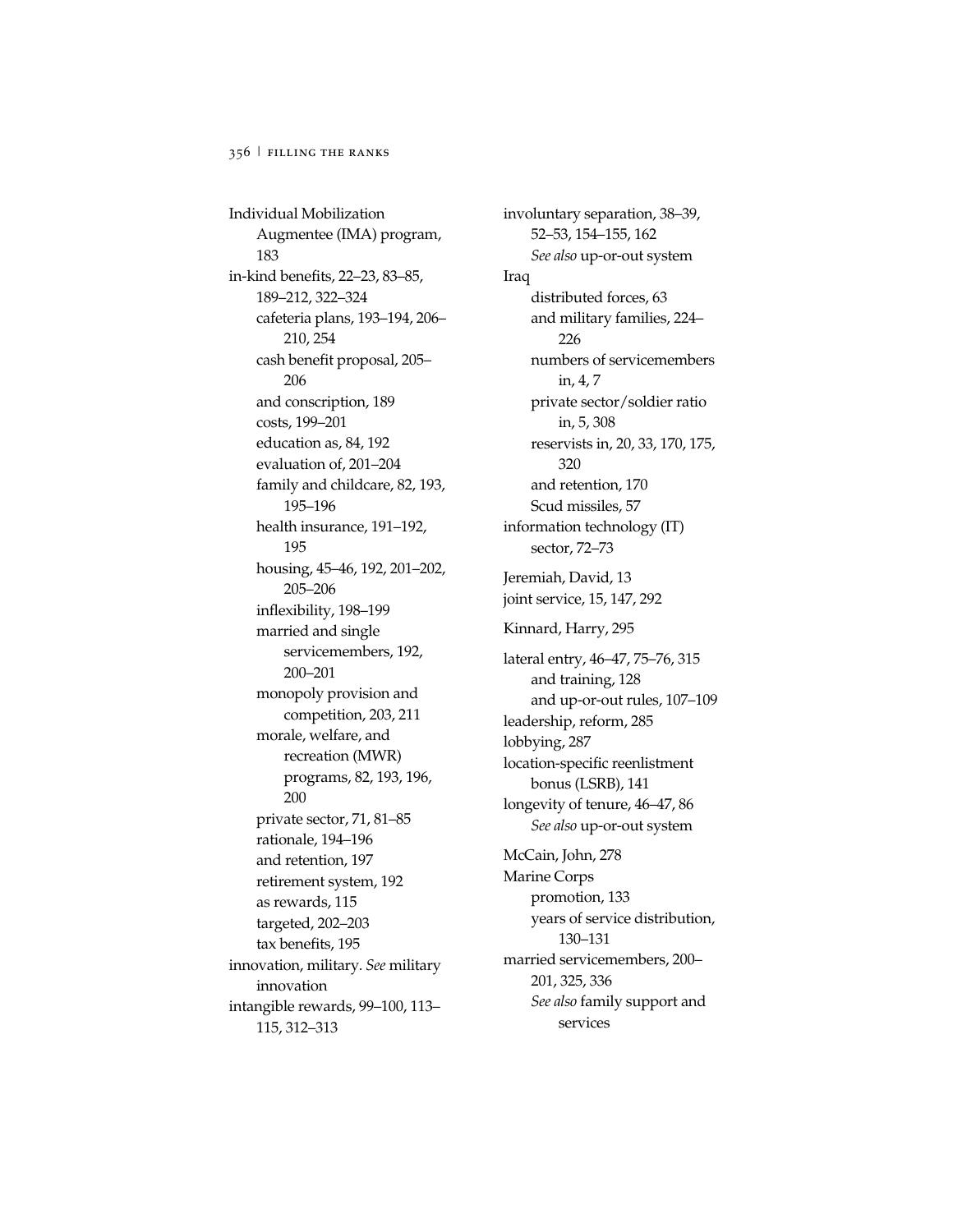Individual Mobilization Augmentee (IMA) program, 183

in-kind benefits, 22–23, 83–85, 189–212, 322–324
- cafeteria plans, 193–194, 206–210, 254
- cash benefit proposal, 205–206
- and conscription, 189
- costs, 199–201
- education as, 84, 192
- evaluation of, 201–204
- family and childcare, 82, 193, 195–196
- health insurance, 191–192, 195
- housing, 45–46, 192, 201–202, 205–206
- inflexibility, 198–199
- married and single servicemembers, 192, 200–201
- monopoly provision and competition, 203, 211
- morale, welfare, and recreation (MWR) programs, 82, 193, 196, 200
- private sector, 71, 81–85
- rationale, 194–196
- and retention, 197
- retirement system, 192
- as rewards, 115
- targeted, 202–203
- tax benefits, 195

innovation, military. *See* military innovation

intangible rewards, 99–100, 113–115, 312–313

involuntary separation, 38–39, 52–53, 154–155, 162
- *See also* up-or-out system

Iraq
- distributed forces, 63
- and military families, 224–226
- numbers of servicemembers in, 4, 7
- private sector/soldier ratio in, 5, 308
- reservists in, 20, 33, 170, 175, 320
- and retention, 170
- Scud missiles, 57

information technology (IT) sector, 72–73

Jeremiah, David, 13

joint service, 15, 147, 292

Kinnard, Harry, 295

lateral entry, 46–47, 75–76, 315
- and training, 128
- and up-or-out rules, 107–109

leadership, reform, 285

lobbying, 287

location-specific reenlistment bonus (LSRB), 141

longevity of tenure, 46–47, 86
- *See also* up-or-out system

McCain, John, 278

Marine Corps
- promotion, 133
- years of service distribution, 130–131

married servicemembers, 200–201, 325, 336
- *See also* family support and services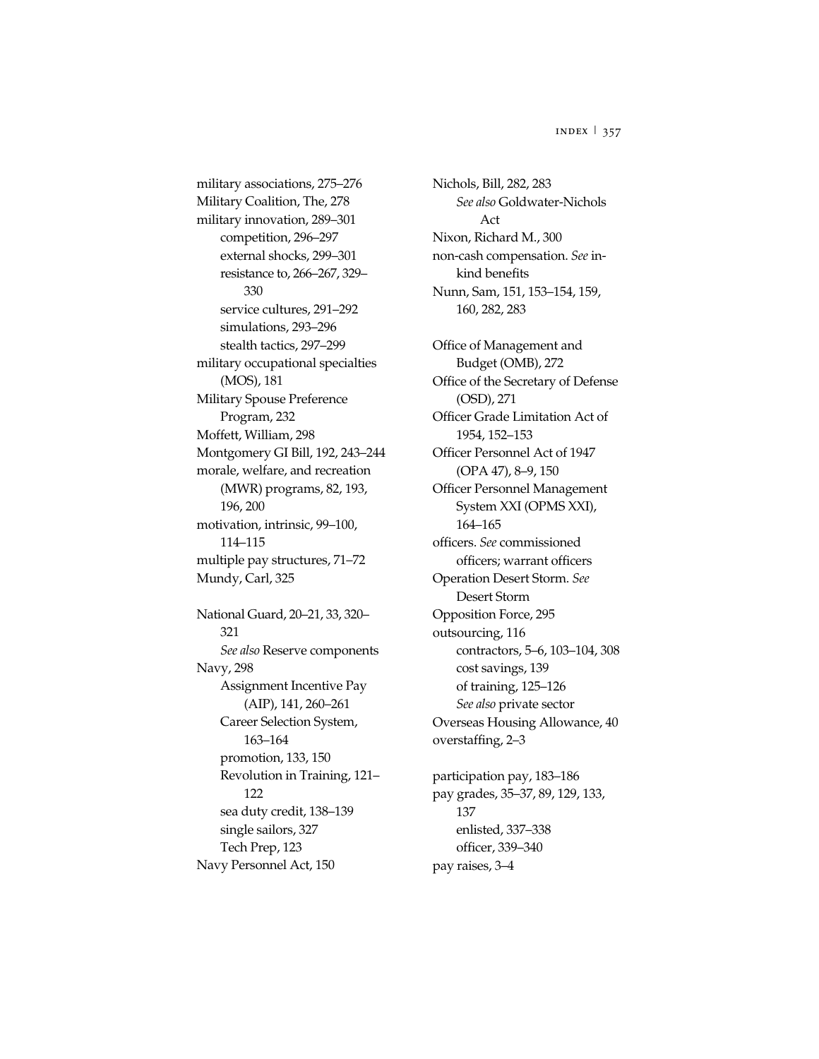military associations, 275–276
Military Coalition, The, 278
military innovation, 289–301
- competition, 296–297
- external shocks, 299–301
- resistance to, 266–267, 329–330
- service cultures, 291–292
- simulations, 293–296
- stealth tactics, 297–299

military occupational specialties (MOS), 181
Military Spouse Preference Program, 232
Moffett, William, 298
Montgomery GI Bill, 192, 243–244
morale, welfare, and recreation (MWR) programs, 82, 193, 196, 200
motivation, intrinsic, 99–100, 114–115
multiple pay structures, 71–72
Mundy, Carl, 325

National Guard, 20–21, 33, 320–321
- *See also* Reserve components

Navy, 298
- Assignment Incentive Pay (AIP), 141, 260–261
- Career Selection System, 163–164
- promotion, 133, 150
- Revolution in Training, 121–122
- sea duty credit, 138–139
- single sailors, 327
- Tech Prep, 123

Navy Personnel Act, 150
Nichols, Bill, 282, 283
- *See also* Goldwater-Nichols Act

Nixon, Richard M., 300
non-cash compensation. *See* in-kind benefits
Nunn, Sam, 151, 153–154, 159, 160, 282, 283

Office of Management and Budget (OMB), 272
Office of the Secretary of Defense (OSD), 271
Officer Grade Limitation Act of 1954, 152–153
Officer Personnel Act of 1947 (OPA 47), 8–9, 150
Officer Personnel Management System XXI (OPMS XXI), 164–165
officers. *See* commissioned officers; warrant officers
Operation Desert Storm. *See* Desert Storm
Opposition Force, 295
outsourcing, 116
- contractors, 5–6, 103–104, 308
- cost savings, 139
- of training, 125–126
- *See also* private sector

Overseas Housing Allowance, 40
overstaffing, 2–3

participation pay, 183–186
pay grades, 35–37, 89, 129, 133, 137
- enlisted, 337–338
- officer, 339–340

pay raises, 3–4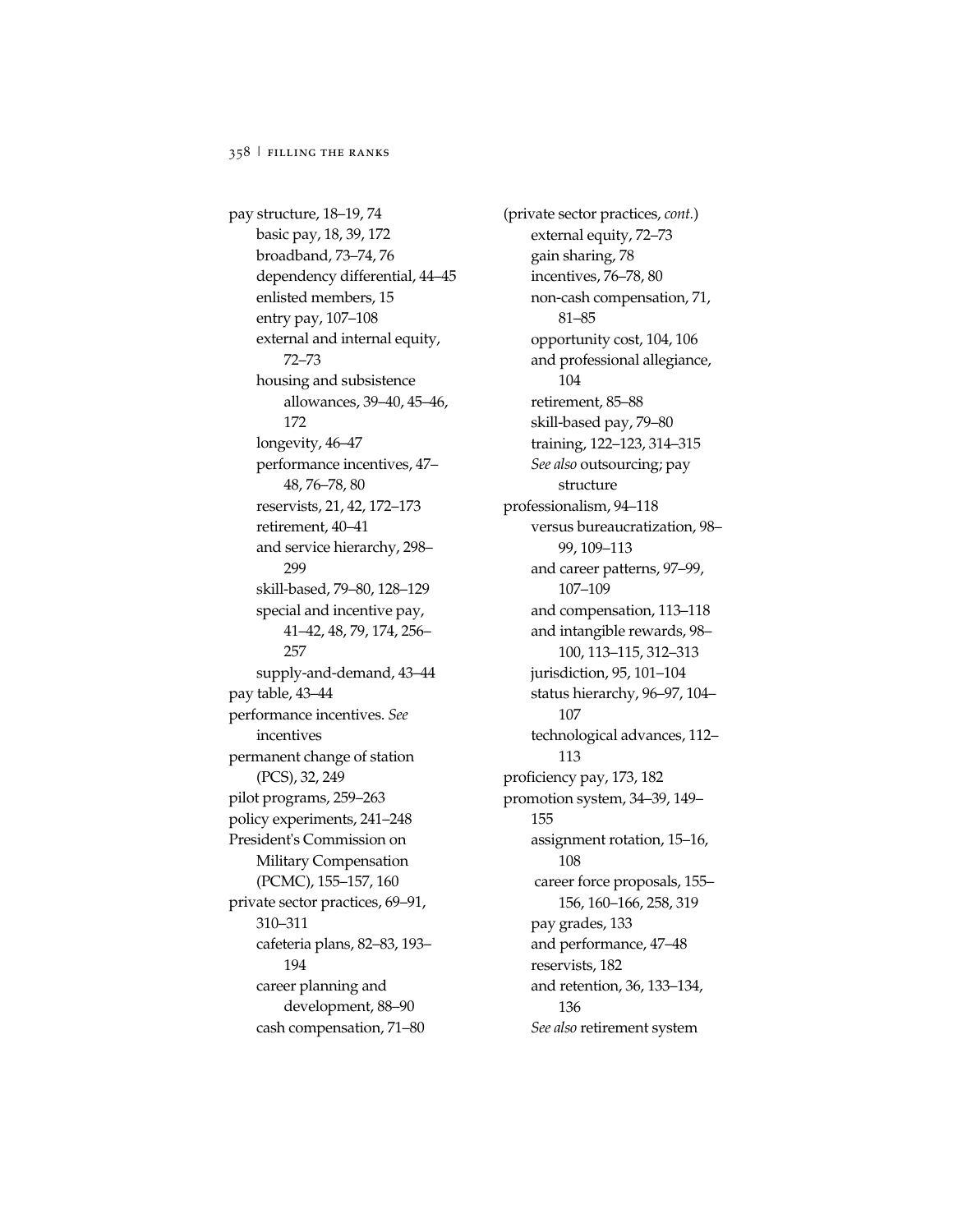pay structure, 18–19, 74
- basic pay, 18, 39, 172
- broadband, 73–74, 76
- dependency differential, 44–45
- enlisted members, 15
- entry pay, 107–108
- external and internal equity, 72–73
- housing and subsistence allowances, 39–40, 45–46, 172
- longevity, 46–47
- performance incentives, 47–48, 76–78, 80
- reservists, 21, 42, 172–173
- retirement, 40–41
- and service hierarchy, 298–299
- skill-based, 79–80, 128–129
- special and incentive pay, 41–42, 48, 79, 174, 256–257
- supply-and-demand, 43–44

pay table, 43–44

performance incentives. *See* incentives

permanent change of station (PCS), 32, 249

pilot programs, 259–263

policy experiments, 241–248

President's Commission on Military Compensation (PCMC), 155–157, 160

private sector practices, 69–91, 310–311
- cafeteria plans, 82–83, 193–194
- career planning and development, 88–90
- cash compensation, 71–80

(private sector practices, *cont.*)
- external equity, 72–73
- gain sharing, 78
- incentives, 76–78, 80
- non-cash compensation, 71, 81–85
- opportunity cost, 104, 106
- and professional allegiance, 104
- retirement, 85–88
- skill-based pay, 79–80
- training, 122–123, 314–315
- *See also* outsourcing; pay structure

professionalism, 94–118
- versus bureaucratization, 98–99, 109–113
- and career patterns, 97–99, 107–109
- and compensation, 113–118
- and intangible rewards, 98–100, 113–115, 312–313
- jurisdiction, 95, 101–104
- status hierarchy, 96–97, 104–107
- technological advances, 112–113

proficiency pay, 173, 182

promotion system, 34–39, 149–155
- assignment rotation, 15–16, 108
- career force proposals, 155–156, 160–166, 258, 319
- pay grades, 133
- and performance, 47–48
- reservists, 182
- and retention, 36, 133–134, 136
- *See also* retirement system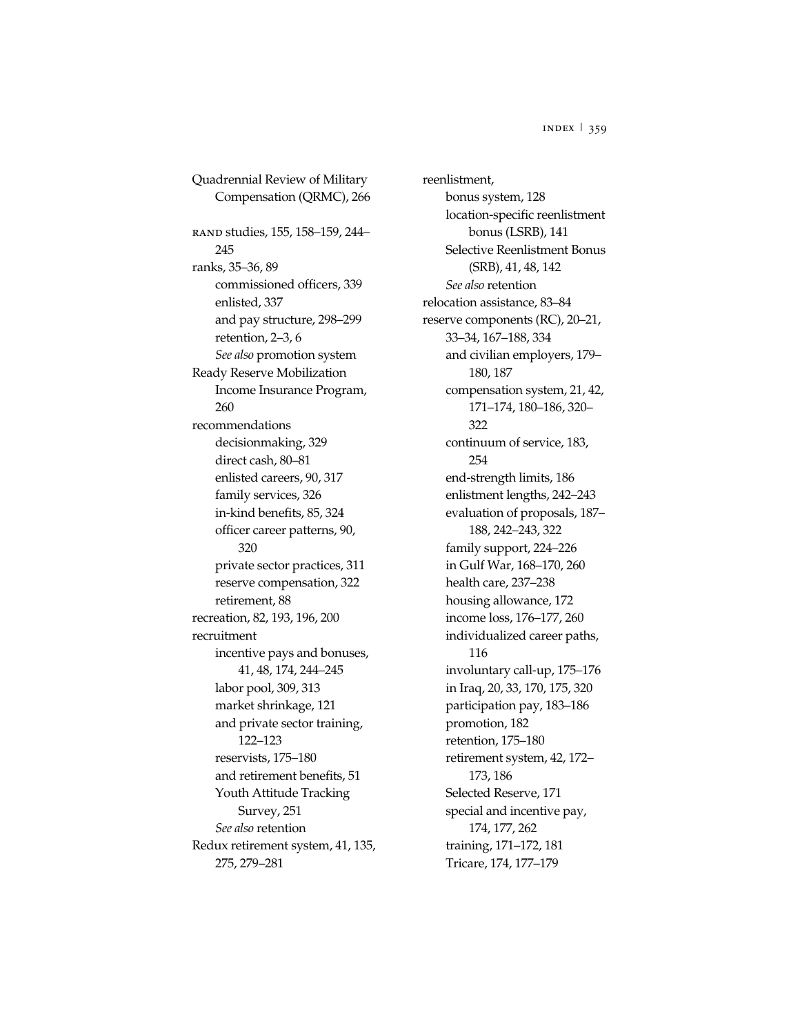Quadrennial Review of Military Compensation (QRMC), 266

RAND studies, 155, 158–159, 244–245
ranks, 35–36, 89
- commissioned officers, 339
- enlisted, 337
- and pay structure, 298–299
- retention, 2–3, 6
- *See also* promotion system

Ready Reserve Mobilization Income Insurance Program, 260
recommendations
- decisionmaking, 329
- direct cash, 80–81
- enlisted careers, 90, 317
- family services, 326
- in-kind benefits, 85, 324
- officer career patterns, 90, 320
- private sector practices, 311
- reserve compensation, 322
- retirement, 88

recreation, 82, 193, 196, 200
recruitment
- incentive pays and bonuses, 41, 48, 174, 244–245
- labor pool, 309, 313
- market shrinkage, 121
- and private sector training, 122–123
- reservists, 175–180
- and retirement benefits, 51
- Youth Attitude Tracking Survey, 251
- *See also* retention

Redux retirement system, 41, 135, 275, 279–281
reenlistment,
- bonus system, 128
- location-specific reenlistment bonus (LSRB), 141
- Selective Reenlistment Bonus (SRB), 41, 48, 142
- *See also* retention

relocation assistance, 83–84
reserve components (RC), 20–21, 33–34, 167–188, 334
- and civilian employers, 179–180, 187
- compensation system, 21, 42, 171–174, 180–186, 320–322
- continuum of service, 183, 254
- end-strength limits, 186
- enlistment lengths, 242–243
- evaluation of proposals, 187–188, 242–243, 322
- family support, 224–226
- in Gulf War, 168–170, 260
- health care, 237–238
- housing allowance, 172
- income loss, 176–177, 260
- individualized career paths, 116
- involuntary call-up, 175–176
- in Iraq, 20, 33, 170, 175, 320
- participation pay, 183–186
- promotion, 182
- retention, 175–180
- retirement system, 42, 172–173, 186
- Selected Reserve, 171
- special and incentive pay, 174, 177, 262
- training, 171–172, 181
- Tricare, 174, 177–179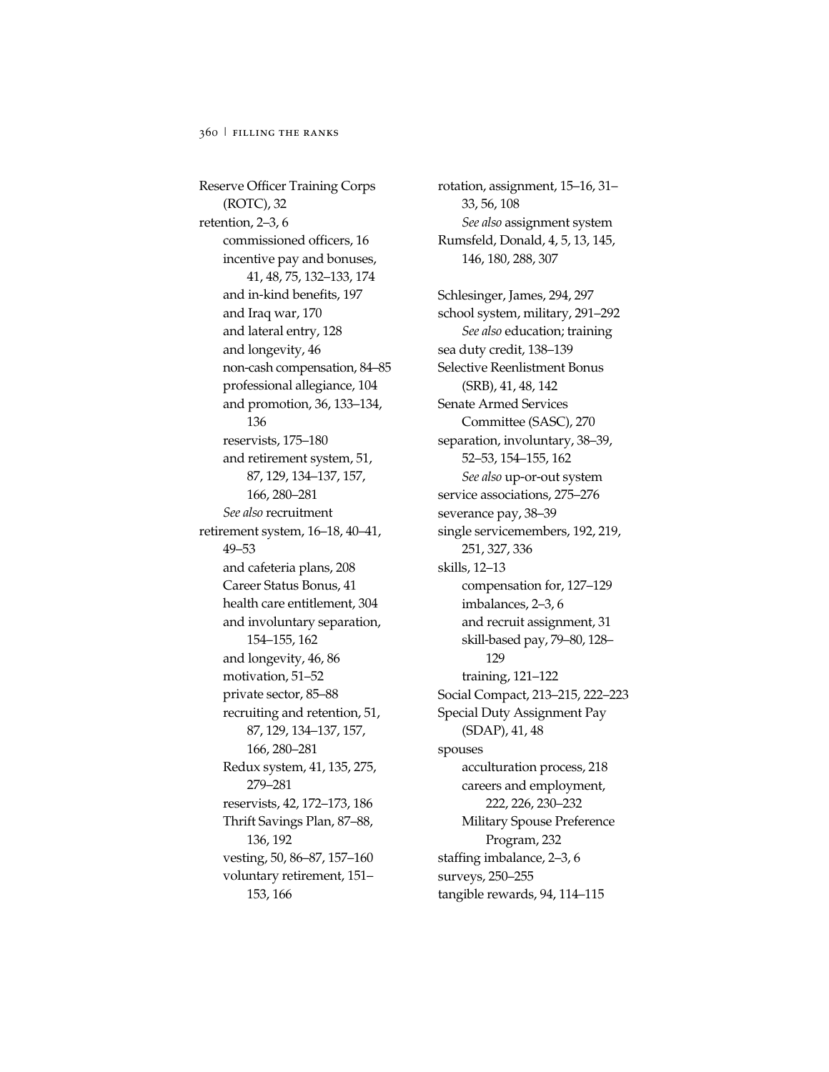Reserve Officer Training Corps (ROTC), 32
retention, 2–3, 6
  commissioned officers, 16
  incentive pay and bonuses, 41, 48, 75, 132–133, 174
  and in-kind benefits, 197
  and Iraq war, 170
  and lateral entry, 128
  and longevity, 46
  non-cash compensation, 84–85
  professional allegiance, 104
  and promotion, 36, 133–134, 136
  reservists, 175–180
  and retirement system, 51, 87, 129, 134–137, 157, 166, 280–281
  *See also* recruitment
retirement system, 16–18, 40–41, 49–53
  and cafeteria plans, 208
  Career Status Bonus, 41
  health care entitlement, 304
  and involuntary separation, 154–155, 162
  and longevity, 46, 86
  motivation, 51–52
  private sector, 85–88
  recruiting and retention, 51, 87, 129, 134–137, 157, 166, 280–281
  Redux system, 41, 135, 275, 279–281
  reservists, 42, 172–173, 186
  Thrift Savings Plan, 87–88, 136, 192
  vesting, 50, 86–87, 157–160
  voluntary retirement, 151–153, 166
rotation, assignment, 15–16, 31–33, 56, 108
  *See also* assignment system
Rumsfeld, Donald, 4, 5, 13, 145, 146, 180, 288, 307

Schlesinger, James, 294, 297
school system, military, 291–292
  *See also* education; training
sea duty credit, 138–139
Selective Reenlistment Bonus (SRB), 41, 48, 142
Senate Armed Services Committee (SASC), 270
separation, involuntary, 38–39, 52–53, 154–155, 162
  *See also* up-or-out system
service associations, 275–276
severance pay, 38–39
single servicemembers, 192, 219, 251, 327, 336
skills, 12–13
  compensation for, 127–129
  imbalances, 2–3, 6
  and recruit assignment, 31
  skill-based pay, 79–80, 128–129
  training, 121–122
Social Compact, 213–215, 222–223
Special Duty Assignment Pay (SDAP), 41, 48
spouses
  acculturation process, 218
  careers and employment, 222, 226, 230–232
  Military Spouse Preference Program, 232
staffing imbalance, 2–3, 6
surveys, 250–255
tangible rewards, 94, 114–115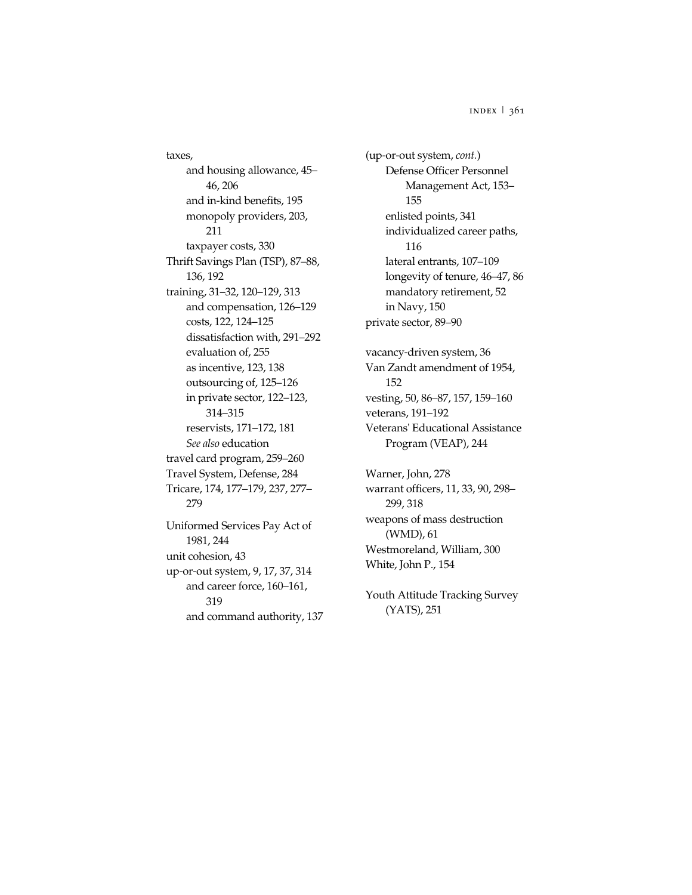taxes,
- and housing allowance, 45–46, 206
- and in-kind benefits, 195
- monopoly providers, 203, 211
- taxpayer costs, 330

Thrift Savings Plan (TSP), 87–88, 136, 192

training, 31–32, 120–129, 313
- and compensation, 126–129
- costs, 122, 124–125
- dissatisfaction with, 291–292
- evaluation of, 255
- as incentive, 123, 138
- outsourcing of, 125–126
- in private sector, 122–123, 314–315
- reservists, 171–172, 181
- *See also* education

travel card program, 259–260

Travel System, Defense, 284

Tricare, 174, 177–179, 237, 277–279

Uniformed Services Pay Act of 1981, 244

unit cohesion, 43

up-or-out system, 9, 17, 37, 314
- and career force, 160–161, 319
- and command authority, 137

(up-or-out system, *cont.*)
- Defense Officer Personnel Management Act, 153–155
- enlisted points, 341
- individualized career paths, 116
- lateral entrants, 107–109
- longevity of tenure, 46–47, 86
- mandatory retirement, 52
- in Navy, 150

private sector, 89–90

vacancy-driven system, 36

Van Zandt amendment of 1954, 152

vesting, 50, 86–87, 157, 159–160

veterans, 191–192

Veterans' Educational Assistance Program (VEAP), 244

Warner, John, 278

warrant officers, 11, 33, 90, 298–299, 318

weapons of mass destruction (WMD), 61

Westmoreland, William, 300

White, John P., 154

Youth Attitude Tracking Survey (YATS), 251